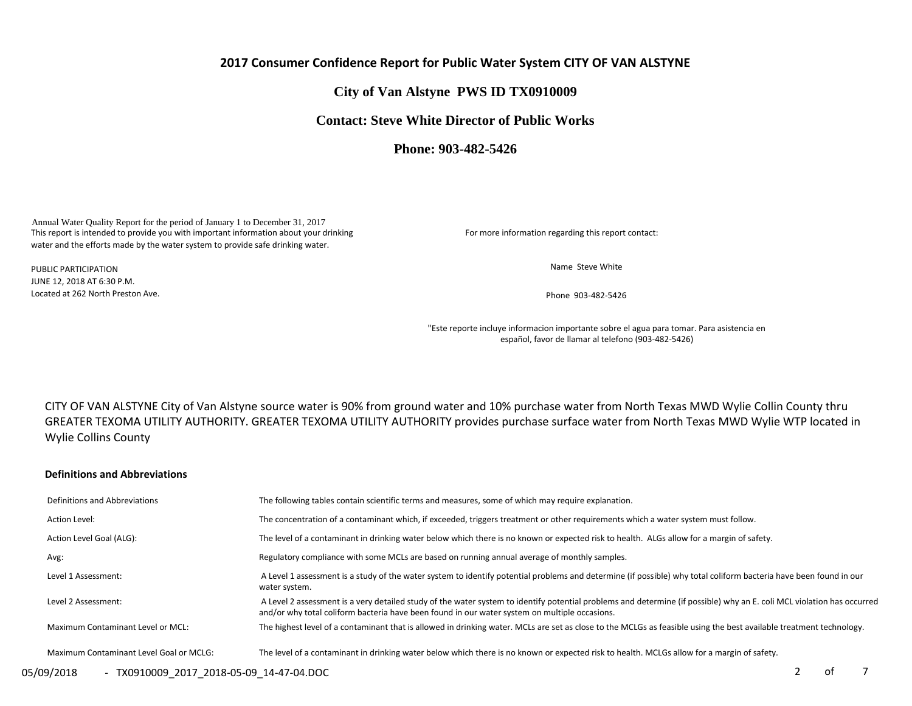# 2017 Consumer Confidence Report for Public Water System CITY OF VAN ALSTYNE

## City of Van Alstyne PWS ID TX0910009

## Contact: Steve White Director of Public Works

## Phone: 903-482-5426

Annual Water Quality Report for the period of January 1 to December 31, 2017

This report is intended to provide you with important information about your drinking water and the efforts made by the water system to provide safe drinking water.

PUBLIC PARTICIPATION
JUNE 12, 2018 AT 6:30 P.M.
Located at 262 North Preston Ave.

For more information regarding this report contact:

Name Steve White

Phone 903-482-5426

"Este reporte incluye informacion importante sobre el agua para tomar. Para asistencia en español, favor de llamar al telefono (903-482-5426)

CITY OF VAN ALSTYNE City of Van Alstyne source water is 90% from ground water and 10% purchase water from North Texas MWD Wylie Collin County thru GREATER TEXOMA UTILITY AUTHORITY. GREATER TEXOMA UTILITY AUTHORITY provides purchase surface water from North Texas MWD Wylie WTP located in Wylie Collins County

### Definitions and Abbreviations

| Definitions and Abbreviations | The following tables contain scientific terms and measures, some of which may require explanation. |
|---|---|
| Action Level: | The concentration of a contaminant which, if exceeded, triggers treatment or other requirements which a water system must follow. |
| Action Level Goal (ALG): | The level of a contaminant in drinking water below which there is no known or expected risk to health. ALGs allow for a margin of safety. |
| Avg: | Regulatory compliance with some MCLs are based on running annual average of monthly samples. |
| Level 1 Assessment: | A Level 1 assessment is a study of the water system to identify potential problems and determine (if possible) why total coliform bacteria have been found in our water system. |
| Level 2 Assessment: | A Level 2 assessment is a very detailed study of the water system to identify potential problems and determine (if possible) why an E. coli MCL violation has occurred and/or why total coliform bacteria have been found in our water system on multiple occasions. |
| Maximum Contaminant Level or MCL: | The highest level of a contaminant that is allowed in drinking water. MCLs are set as close to the MCLGs as feasible using the best available treatment technology. |
| Maximum Contaminant Level Goal or MCLG: | The level of a contaminant in drinking water below which there is no known or expected risk to health. MCLGs allow for a margin of safety. |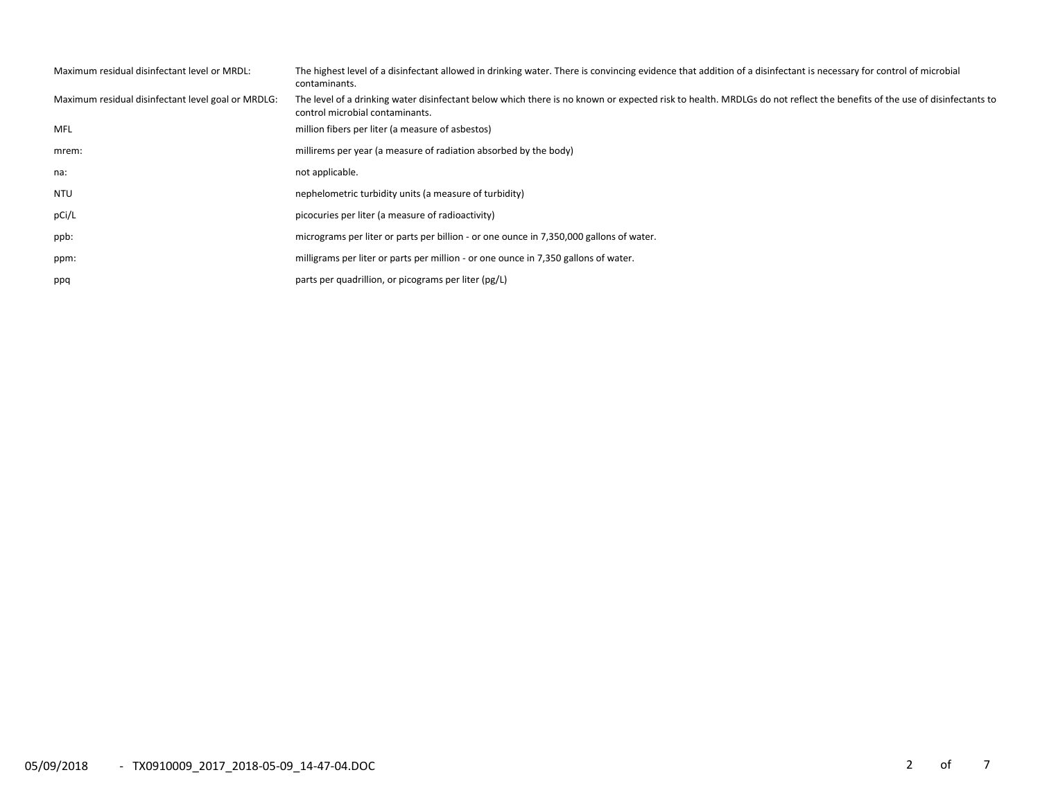| | |
|---|---|
| Maximum residual disinfectant level or MRDL: | The highest level of a disinfectant allowed in drinking water. There is convincing evidence that addition of a disinfectant is necessary for control of microbial contaminants. |
| Maximum residual disinfectant level goal or MRDLG: | The level of a drinking water disinfectant below which there is no known or expected risk to health. MRDLGs do not reflect the benefits of the use of disinfectants to control microbial contaminants. |
| MFL | million fibers per liter (a measure of asbestos) |
| mrem: | millirems per year (a measure of radiation absorbed by the body) |
| na: | not applicable. |
| NTU | nephelometric turbidity units (a measure of turbidity) |
| pCi/L | picocuries per liter (a measure of radioactivity) |
| ppb: | micrograms per liter or parts per billion - or one ounce in 7,350,000 gallons of water. |
| ppm: | milligrams per liter or parts per million - or one ounce in 7,350 gallons of water. |
| ppq | parts per quadrillion, or picograms per liter (pg/L) |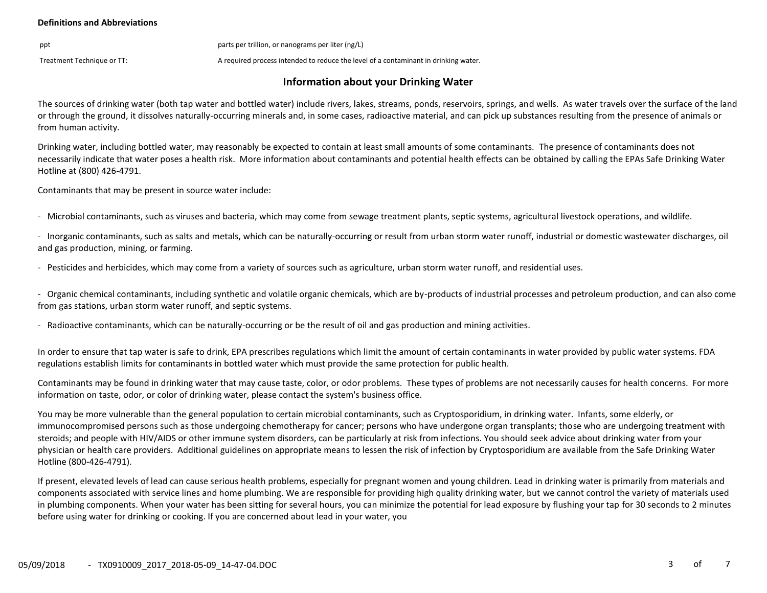**Definitions and Abbreviations**

| | |
|---|---|
| ppt | parts per trillion, or nanograms per liter (ng/L) |
| Treatment Technique or TT: | A required process intended to reduce the level of a contaminant in drinking water. |

## Information about your Drinking Water

The sources of drinking water (both tap water and bottled water) include rivers, lakes, streams, ponds, reservoirs, springs, and wells. As water travels over the surface of the land or through the ground, it dissolves naturally-occurring minerals and, in some cases, radioactive material, and can pick up substances resulting from the presence of animals or from human activity.

Drinking water, including bottled water, may reasonably be expected to contain at least small amounts of some contaminants. The presence of contaminants does not necessarily indicate that water poses a health risk. More information about contaminants and potential health effects can be obtained by calling the EPAs Safe Drinking Water Hotline at (800) 426-4791.

Contaminants that may be present in source water include:

- Microbial contaminants, such as viruses and bacteria, which may come from sewage treatment plants, septic systems, agricultural livestock operations, and wildlife.

- Inorganic contaminants, such as salts and metals, which can be naturally-occurring or result from urban storm water runoff, industrial or domestic wastewater discharges, oil and gas production, mining, or farming.

- Pesticides and herbicides, which may come from a variety of sources such as agriculture, urban storm water runoff, and residential uses.

- Organic chemical contaminants, including synthetic and volatile organic chemicals, which are by-products of industrial processes and petroleum production, and can also come from gas stations, urban storm water runoff, and septic systems.

- Radioactive contaminants, which can be naturally-occurring or be the result of oil and gas production and mining activities.

In order to ensure that tap water is safe to drink, EPA prescribes regulations which limit the amount of certain contaminants in water provided by public water systems. FDA regulations establish limits for contaminants in bottled water which must provide the same protection for public health.

Contaminants may be found in drinking water that may cause taste, color, or odor problems. These types of problems are not necessarily causes for health concerns. For more information on taste, odor, or color of drinking water, please contact the system's business office.

You may be more vulnerable than the general population to certain microbial contaminants, such as Cryptosporidium, in drinking water. Infants, some elderly, or immunocompromised persons such as those undergoing chemotherapy for cancer; persons who have undergone organ transplants; those who are undergoing treatment with steroids; and people with HIV/AIDS or other immune system disorders, can be particularly at risk from infections. You should seek advice about drinking water from your physician or health care providers. Additional guidelines on appropriate means to lessen the risk of infection by Cryptosporidium are available from the Safe Drinking Water Hotline (800-426-4791).

If present, elevated levels of lead can cause serious health problems, especially for pregnant women and young children. Lead in drinking water is primarily from materials and components associated with service lines and home plumbing. We are responsible for providing high quality drinking water, but we cannot control the variety of materials used in plumbing components. When your water has been sitting for several hours, you can minimize the potential for lead exposure by flushing your tap for 30 seconds to 2 minutes before using water for drinking or cooking. If you are concerned about lead in your water, you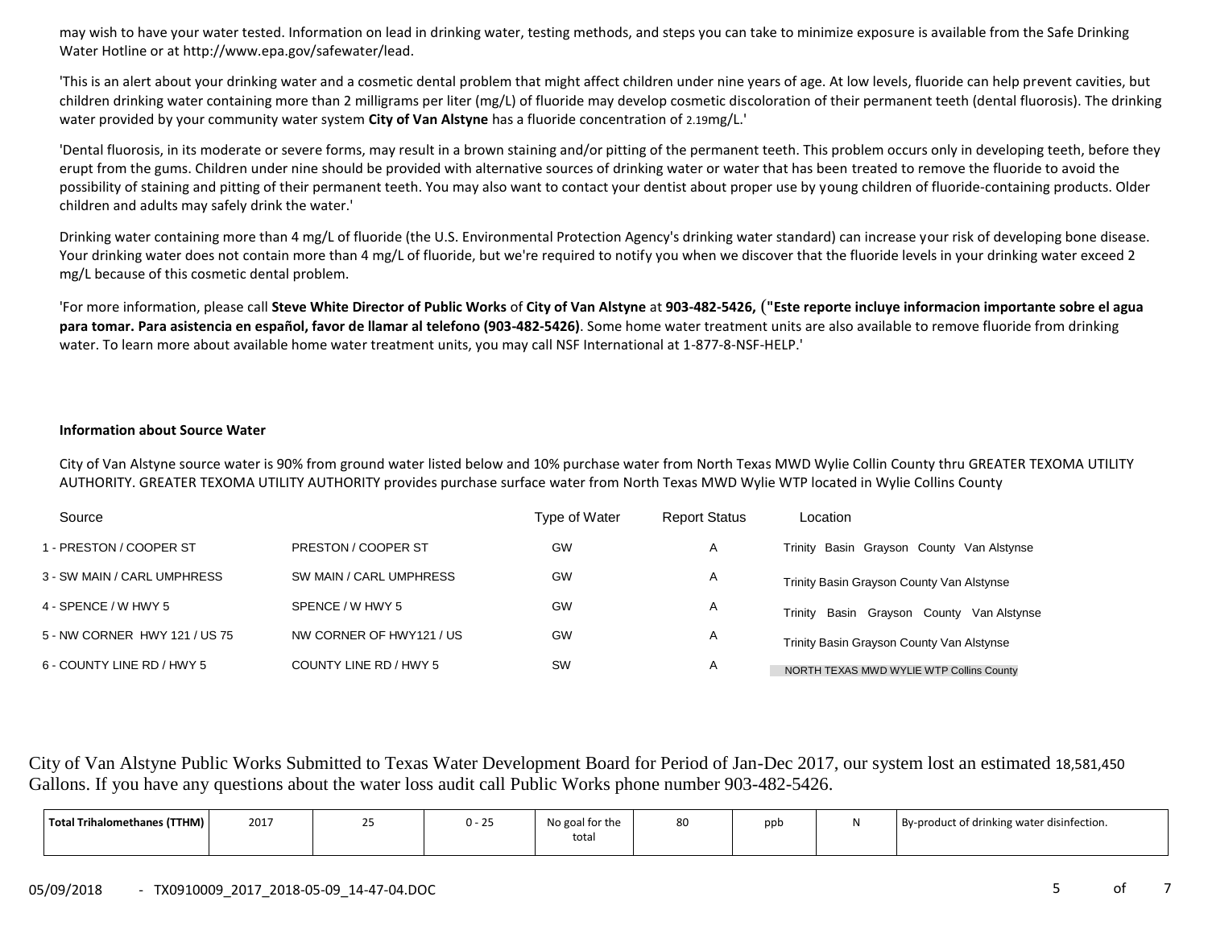may wish to have your water tested. Information on lead in drinking water, testing methods, and steps you can take to minimize exposure is available from the Safe Drinking Water Hotline or at http://www.epa.gov/safewater/lead.

'This is an alert about your drinking water and a cosmetic dental problem that might affect children under nine years of age. At low levels, fluoride can help prevent cavities, but children drinking water containing more than 2 milligrams per liter (mg/L) of fluoride may develop cosmetic discoloration of their permanent teeth (dental fluorosis). The drinking water provided by your community water system **City of Van Alstyne** has a fluoride concentration of 2.19mg/L.'

'Dental fluorosis, in its moderate or severe forms, may result in a brown staining and/or pitting of the permanent teeth. This problem occurs only in developing teeth, before they erupt from the gums. Children under nine should be provided with alternative sources of drinking water or water that has been treated to remove the fluoride to avoid the possibility of staining and pitting of their permanent teeth. You may also want to contact your dentist about proper use by young children of fluoride-containing products. Older children and adults may safely drink the water.'

Drinking water containing more than 4 mg/L of fluoride (the U.S. Environmental Protection Agency's drinking water standard) can increase your risk of developing bone disease. Your drinking water does not contain more than 4 mg/L of fluoride, but we're required to notify you when we discover that the fluoride levels in your drinking water exceed 2 mg/L because of this cosmetic dental problem.

'For more information, please call **Steve White Director of Public Works** of **City of Van Alstyne** at **903-482-5426,** (**"Este reporte incluye informacion importante sobre el agua para tomar. Para asistencia en español, favor de llamar al telefono (903-482-5426)**. Some home water treatment units are also available to remove fluoride from drinking water. To learn more about available home water treatment units, you may call NSF International at 1-877-8-NSF-HELP.'

**Information about Source Water**

City of Van Alstyne source water is 90% from ground water listed below and 10% purchase water from North Texas MWD Wylie Collin County thru GREATER TEXOMA UTILITY AUTHORITY. GREATER TEXOMA UTILITY AUTHORITY provides purchase surface water from North Texas MWD Wylie WTP located in Wylie Collins County

| Source | | Type of Water | Report Status | Location |
|---|---|---|---|---|
| 1 - PRESTON / COOPER ST | PRESTON / COOPER ST | GW | A | Trinity Basin Grayson County Van Alstynse |
| 3 - SW MAIN / CARL UMPHRESS | SW MAIN / CARL UMPHRESS | GW | A | Trinity Basin Grayson County Van Alstynse |
| 4 - SPENCE / W HWY 5 | SPENCE / W HWY 5 | GW | A | Trinity Basin Grayson County Van Alstynse |
| 5 - NW CORNER HWY 121 / US 75 | NW CORNER OF HWY121 / US | GW | A | Trinity Basin Grayson County Van Alstynse |
| 6 - COUNTY LINE RD / HWY 5 | COUNTY LINE RD / HWY 5 | SW | A | NORTH TEXAS MWD WYLIE WTP Collins County |

City of Van Alstyne Public Works Submitted to Texas Water Development Board for Period of Jan-Dec 2017, our system lost an estimated 18,581,450 Gallons. If you have any questions about the water loss audit call Public Works phone number 903-482-5426.

| | | | | | | | | |
|---|---|---|---|---|---|---|---|---|
| **Total Trihalomethanes (TTHM)** | 2017 | 25 | 0 - 25 | No goal for the total | 80 | ppb | N | By-product of drinking water disinfection. |

05/09/2018 - TX0910009_2017_2018-05-09_14-47-04.DOC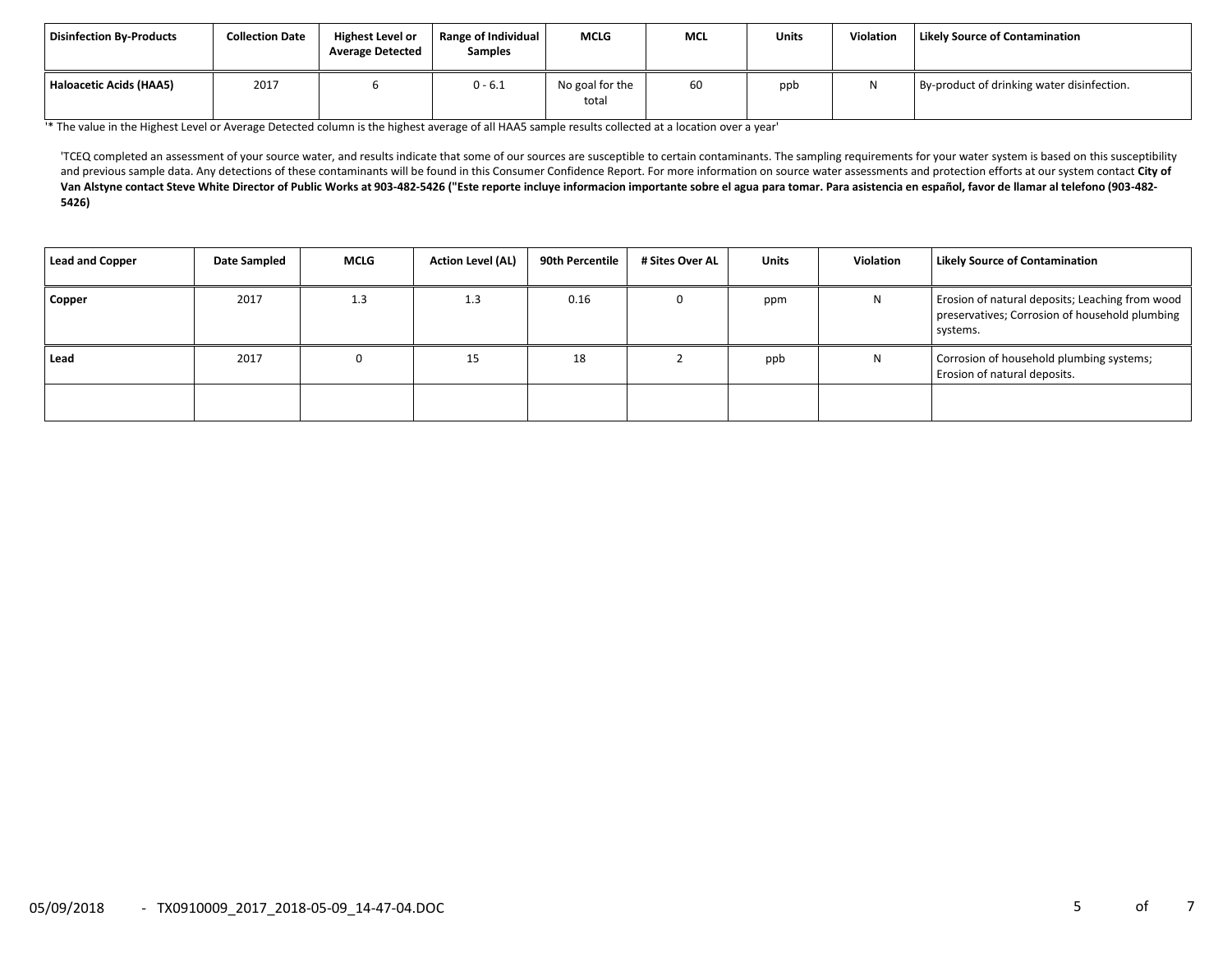| Disinfection By-Products | Collection Date | Highest Level or Average Detected | Range of Individual Samples | MCLG | MCL | Units | Violation | Likely Source of Contamination |
|---|---|---|---|---|---|---|---|---|
| **Haloacetic Acids (HAA5)** | 2017 | 6 | 0 - 6.1 | No goal for the total | 60 | ppb | N | By-product of drinking water disinfection. |

'* The value in the Highest Level or Average Detected column is the highest average of all HAA5 sample results collected at a location over a year'

'TCEQ completed an assessment of your source water, and results indicate that some of our sources are susceptible to certain contaminants. The sampling requirements for your water system is based on this susceptibility and previous sample data. Any detections of these contaminants will be found in this Consumer Confidence Report. For more information on source water assessments and protection efforts at our system contact **City of Van Alstyne contact Steve White Director of Public Works at 903-482-5426 ("Este reporte incluye informacion importante sobre el agua para tomar. Para asistencia en español, favor de llamar al telefono (903-482-5426)**

| Lead and Copper | Date Sampled | MCLG | Action Level (AL) | 90th Percentile | # Sites Over AL | Units | Violation | Likely Source of Contamination |
|---|---|---|---|---|---|---|---|---|
| **Copper** | 2017 | 1.3 | 1.3 | 0.16 | 0 | ppm | N | Erosion of natural deposits; Leaching from wood preservatives; Corrosion of household plumbing systems. |
| **Lead** | 2017 | 0 | 15 | 18 | 2 | ppb | N | Corrosion of household plumbing systems; Erosion of natural deposits. |
| | | | | | | | | |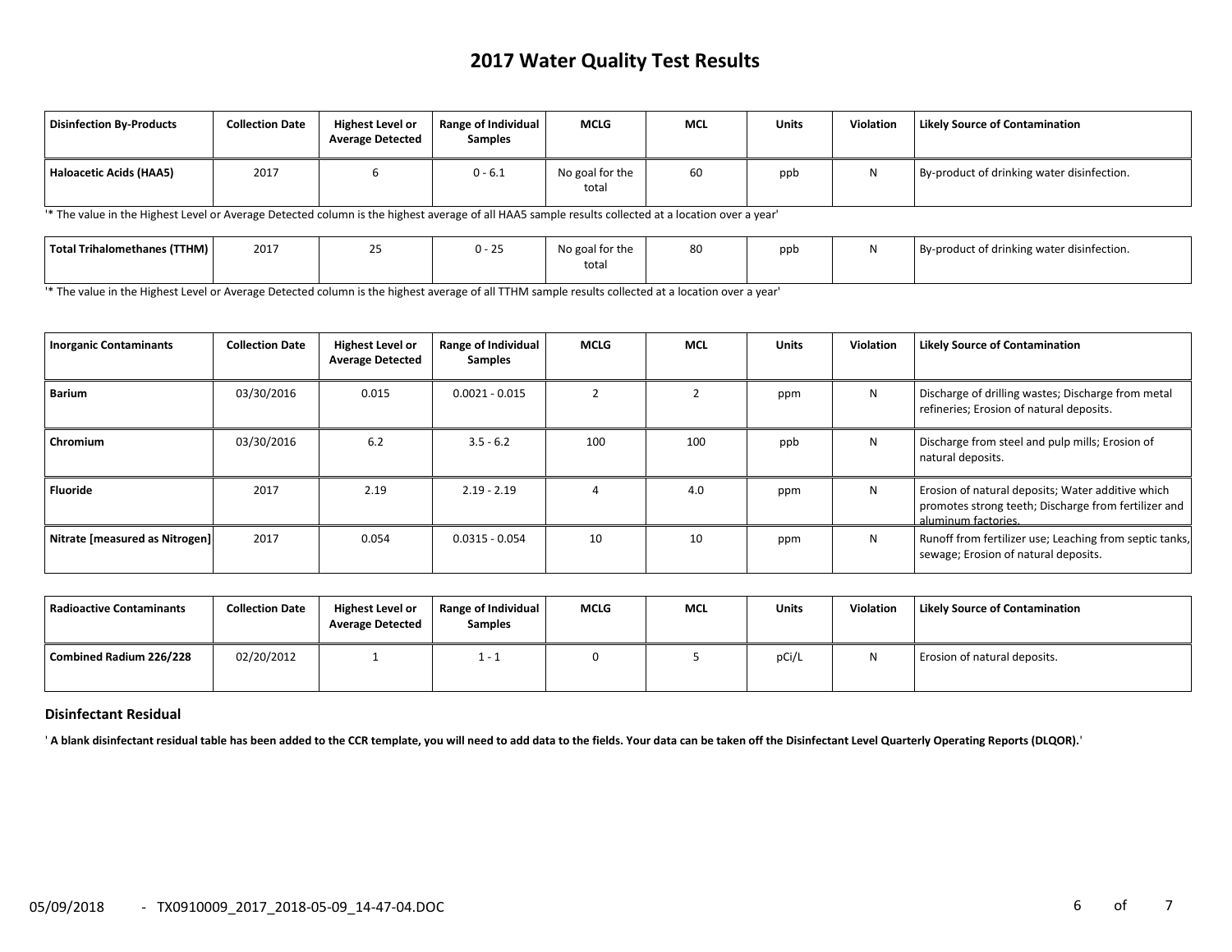# 2017 Water Quality Test Results

| Disinfection By-Products | Collection Date | Highest Level or Average Detected | Range of Individual Samples | MCLG | MCL | Units | Violation | Likely Source of Contamination |
|---|---|---|---|---|---|---|---|---|
| Haloacetic Acids (HAA5) | 2017 | 6 | 0 - 6.1 | No goal for the total | 60 | ppb | N | By-product of drinking water disinfection. |

'* The value in the Highest Level or Average Detected column is the highest average of all HAA5 sample results collected at a location over a year'

| Disinfection By-Products | Collection Date | Highest Level or Average Detected | Range of Individual Samples | MCLG | MCL | Units | Violation | Likely Source of Contamination |
|---|---|---|---|---|---|---|---|---|
| Total Trihalomethanes (TTHM) | 2017 | 25 | 0 - 25 | No goal for the total | 80 | ppb | N | By-product of drinking water disinfection. |

'* The value in the Highest Level or Average Detected column is the highest average of all TTHM sample results collected at a location over a year'

| Inorganic Contaminants | Collection Date | Highest Level or Average Detected | Range of Individual Samples | MCLG | MCL | Units | Violation | Likely Source of Contamination |
|---|---|---|---|---|---|---|---|---|
| Barium | 03/30/2016 | 0.015 | 0.0021 - 0.015 | 2 | 2 | ppm | N | Discharge of drilling wastes; Discharge from metal refineries; Erosion of natural deposits. |
| Chromium | 03/30/2016 | 6.2 | 3.5 - 6.2 | 100 | 100 | ppb | N | Discharge from steel and pulp mills; Erosion of natural deposits. |
| Fluoride | 2017 | 2.19 | 2.19 - 2.19 | 4 | 4.0 | ppm | N | Erosion of natural deposits; Water additive which promotes strong teeth; Discharge from fertilizer and aluminum factories. |
| Nitrate [measured as Nitrogen] | 2017 | 0.054 | 0.0315 - 0.054 | 10 | 10 | ppm | N | Runoff from fertilizer use; Leaching from septic tanks, sewage; Erosion of natural deposits. |

| Radioactive Contaminants | Collection Date | Highest Level or Average Detected | Range of Individual Samples | MCLG | MCL | Units | Violation | Likely Source of Contamination |
|---|---|---|---|---|---|---|---|---|
| Combined Radium 226/228 | 02/20/2012 | 1 | 1 - 1 | 0 | 5 | pCi/L | N | Erosion of natural deposits. |

### Disinfectant Residual

**' A blank disinfectant residual table has been added to the CCR template, you will need to add data to the fields. Your data can be taken off the Disinfectant Level Quarterly Operating Reports (DLQOR).'**

05/09/2018 - TX0910009_2017_2018-05-09_14-47-04.DOC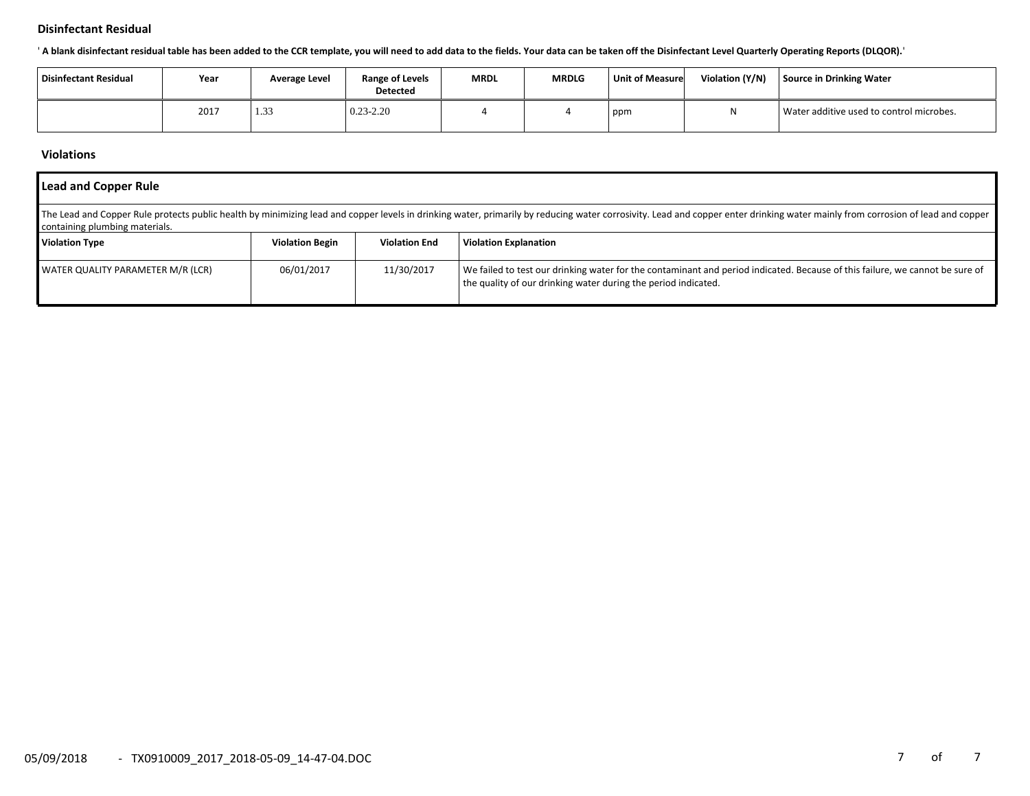### Disinfectant Residual

**' A blank disinfectant residual table has been added to the CCR template, you will need to add data to the fields. Your data can be taken off the Disinfectant Level Quarterly Operating Reports (DLQOR).'**

| Disinfectant Residual | Year | Average Level | Range of Levels Detected | MRDL | MRDLG | Unit of Measure | Violation (Y/N) | Source in Drinking Water |
|---|---|---|---|---|---|---|---|---|
| | 2017 | 1.33 | 0.23-2.20 | 4 | 4 | ppm | N | Water additive used to control microbes. |

### Violations

**Lead and Copper Rule**

The Lead and Copper Rule protects public health by minimizing lead and copper levels in drinking water, primarily by reducing water corrosivity. Lead and copper enter drinking water mainly from corrosion of lead and copper containing plumbing materials.

| Violation Type | Violation Begin | Violation End | Violation Explanation |
|---|---|---|---|
| WATER QUALITY PARAMETER M/R (LCR) | 06/01/2017 | 11/30/2017 | We failed to test our drinking water for the contaminant and period indicated. Because of this failure, we cannot be sure of the quality of our drinking water during the period indicated. |